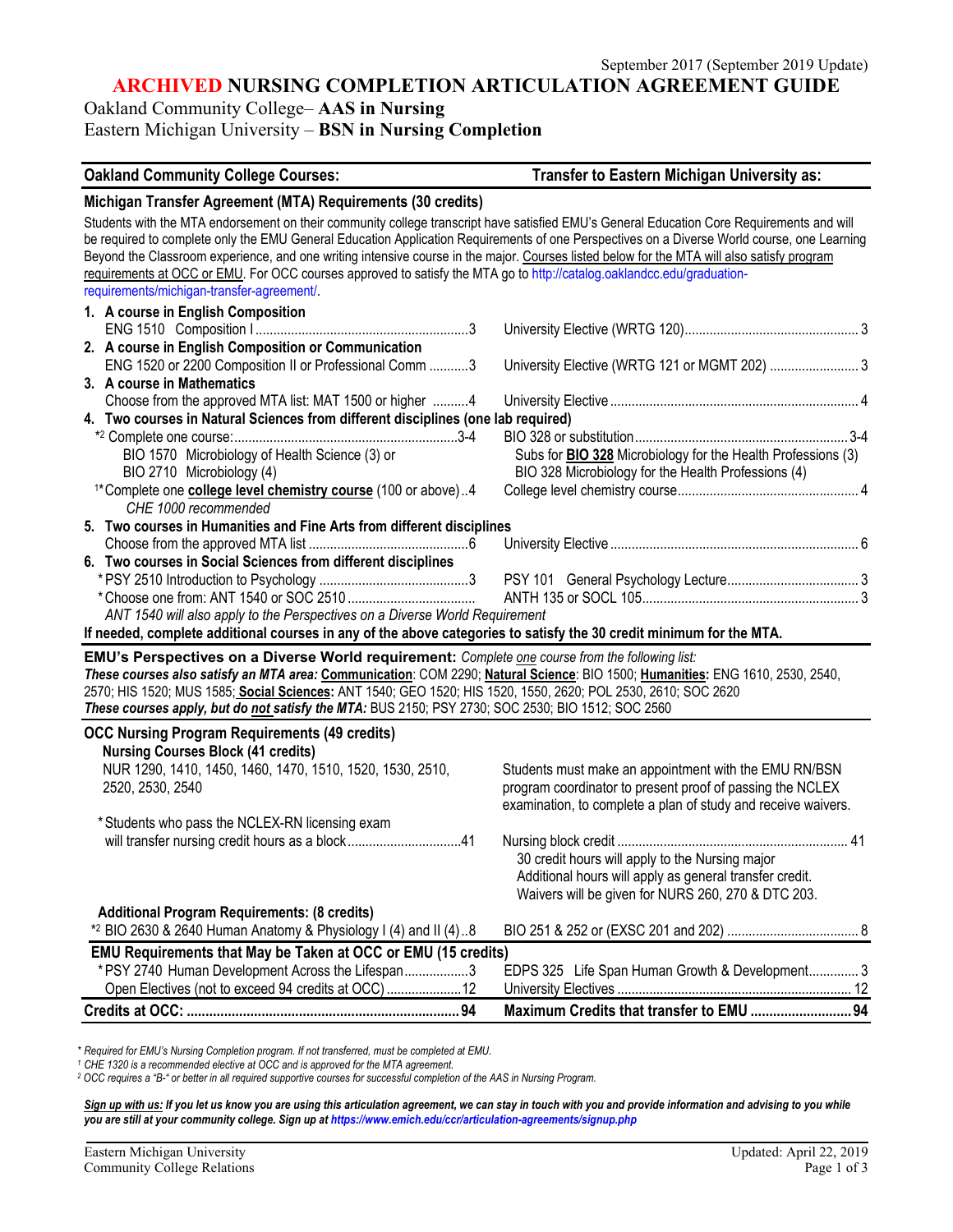September 2017 (September 2019 Update)

# ARCHIVED NURSING COMPLETION ARTICULATION AGREEMENT GUIDE

Oakland Community College– **AAS in Nursing**
Eastern Michigan University – **BSN in Nursing Completion**

| Oakland Community College Courses: | Transfer to Eastern Michigan University as: |
|---|---|
| **Michigan Transfer Agreement (MTA) Requirements (30 credits)** | |

Students with the MTA endorsement on their community college transcript have satisfied EMU's General Education Core Requirements and will be required to complete only the EMU General Education Application Requirements of one Perspectives on a Diverse World course, one Learning Beyond the Classroom experience, and one writing intensive course in the major. Courses listed below for the MTA will also satisfy program requirements at OCC or EMU. For OCC courses approved to satisfy the MTA go to http://catalog.oaklandcc.edu/graduation-requirements/michigan-transfer-agreement/.

| Oakland Community College Courses | Transfer to Eastern Michigan University as |
|---|---|
| **1. A course in English Composition** | |
| ENG 1510 Composition I ....3 | University Elective (WRTG 120) ....3 |
| **2. A course in English Composition or Communication** | |
| ENG 1520 or 2200 Composition II or Professional Comm ....3 | University Elective (WRTG 121 or MGMT 202) ....3 |
| **3. A course in Mathematics** | |
| Choose from the approved MTA list: MAT 1500 or higher ....4 | University Elective ....4 |
| **4. Two courses in Natural Sciences from different disciplines (one lab required)** | |
| *[2] Complete one course: ....3-4 | BIO 328 or substitution ....3-4 |
| BIO 1570 Microbiology of Health Science (3) or | Subs for **BIO 328** Microbiology for the Health Professions (3) |
| BIO 2710 Microbiology (4) | BIO 328 Microbiology for the Health Professions (4) |
| [1]*Complete one **college level chemistry course** (100 or above) ..4 *CHE 1000 recommended* | College level chemistry course ....4 |
| **5. Two courses in Humanities and Fine Arts from different disciplines** | |
| Choose from the approved MTA list ....6 | University Elective ....6 |
| **6. Two courses in Social Sciences from different disciplines** | |
| *PSY 2510 Introduction to Psychology ....3 | PSY 101 General Psychology Lecture ....3 |
| *Choose one from: ANT 1540 or SOC 2510 .... | ANTH 135 or SOCL 105 ....3 |
| *ANT 1540 will also apply to the Perspectives on a Diverse World Requirement* | |

**If needed, complete additional courses in any of the above categories to satisfy the 30 credit minimum for the MTA.**

**EMU's Perspectives on a Diverse World requirement:** *Complete one course from the following list:*
***These courses also satisfy an MTA area:*** **Communication**: COM 2290; **Natural Science**: BIO 1500; **Humanities:** ENG 1610, 2530, 2540, 2570; HIS 1520; MUS 1585; **Social Sciences:** ANT 1540; GEO 1520; HIS 1520, 1550, 2620; POL 2530, 2610; SOC 2620
***These courses apply, but do not satisfy the MTA:*** BUS 2150; PSY 2730; SOC 2530; BIO 1512; SOC 2560

| Oakland Community College Courses | Transfer to Eastern Michigan University as |
|---|---|
| **OCC Nursing Program Requirements (49 credits)** | |
| **Nursing Courses Block (41 credits)** | |
| NUR 1290, 1410, 1450, 1460, 1470, 1510, 1520, 1530, 2510, 2520, 2530, 2540 | Students must make an appointment with the EMU RN/BSN program coordinator to present proof of passing the NCLEX examination, to complete a plan of study and receive waivers. |
| *Students who pass the NCLEX-RN licensing exam will transfer nursing credit hours as a block ....41 | Nursing block credit ....41<br>30 credit hours will apply to the Nursing major<br>Additional hours will apply as general transfer credit.<br>Waivers will be given for NURS 260, 270 & DTC 203. |
| **Additional Program Requirements: (8 credits)** | |
| *[2] BIO 2630 & 2640 Human Anatomy & Physiology I (4) and II (4) ..8 | BIO 251 & 252 or (EXSC 201 and 202) ....8 |
| **EMU Requirements that May be Taken at OCC or EMU (15 credits)** | |
| *PSY 2740 Human Development Across the Lifespan ....3 | EDPS 325 Life Span Human Growth & Development ....3 |
| Open Electives (not to exceed 94 credits at OCC) ....12 | University Electives ....12 |
| **Credits at OCC: ....94** | **Maximum Credits that transfer to EMU ....94** |

*\* Required for EMU's Nursing Completion program. If not transferred, must be completed at EMU.*
*[1] CHE 1320 is a recommended elective at OCC and is approved for the MTA agreement.*
*[2] OCC requires a "B-" or better in all required supportive courses for successful completion of the AAS in Nursing Program.*

***Sign up with us:** If you let us know you are using this articulation agreement, we can stay in touch with you and provide information and advising to you while you are still at your community college. Sign up at https://www.emich.edu/ccr/articulation-agreements/signup.php*

Eastern Michigan University
Community College Relations

Updated: April 22, 2019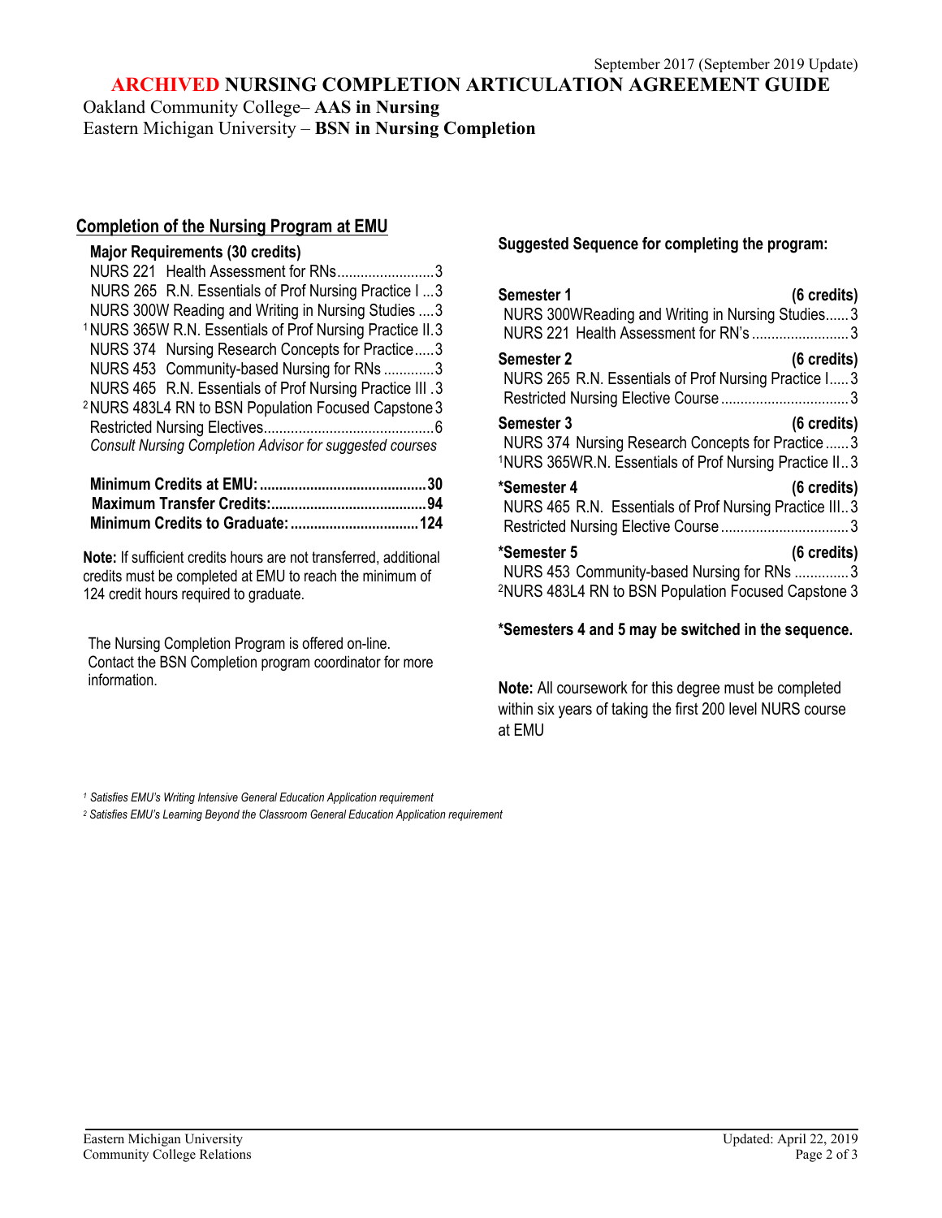September 2017 (September 2019 Update)

# ARCHIVED NURSING COMPLETION ARTICULATION AGREEMENT GUIDE

Oakland Community College– **AAS in Nursing**
Eastern Michigan University – **BSN in Nursing Completion**

## Completion of the Nursing Program at EMU

**Major Requirements (30 credits)**

| Course | Credits |
|---|---|
| NURS 221 Health Assessment for RNs | 3 |
| NURS 265 R.N. Essentials of Prof Nursing Practice I | 3 |
| NURS 300W Reading and Writing in Nursing Studies | 3 |
| [1] NURS 365W R.N. Essentials of Prof Nursing Practice II | 3 |
| NURS 374 Nursing Research Concepts for Practice | 3 |
| NURS 453 Community-based Nursing for RNs | 3 |
| NURS 465 R.N. Essentials of Prof Nursing Practice III | 3 |
| [2] NURS 483L4 RN to BSN Population Focused Capstone | 3 |
| Restricted Nursing Electives | 6 |

*Consult Nursing Completion Advisor for suggested courses*

**Minimum Credits at EMU: 30**
**Maximum Transfer Credits: 94**
**Minimum Credits to Graduate: 124**

**Note:** If sufficient credits hours are not transferred, additional credits must be completed at EMU to reach the minimum of 124 credit hours required to graduate.

The Nursing Completion Program is offered on-line. Contact the BSN Completion program coordinator for more information.

**Suggested Sequence for completing the program:**

**Semester 1 (6 credits)**
- NURS 300W Reading and Writing in Nursing Studies ... 3
- NURS 221 Health Assessment for RN's ... 3

**Semester 2 (6 credits)**
- NURS 265 R.N. Essentials of Prof Nursing Practice I ... 3
- Restricted Nursing Elective Course ... 3

**Semester 3 (6 credits)**
- NURS 374 Nursing Research Concepts for Practice ... 3
- [1] NURS 365W R.N. Essentials of Prof Nursing Practice II ... 3

**\*Semester 4 (6 credits)**
- NURS 465 R.N. Essentials of Prof Nursing Practice III ... 3
- Restricted Nursing Elective Course ... 3

**\*Semester 5 (6 credits)**
- NURS 453 Community-based Nursing for RNs ... 3
- [2] NURS 483L4 RN to BSN Population Focused Capstone ... 3

**\*Semesters 4 and 5 may be switched in the sequence.**

**Note:** All coursework for this degree must be completed within six years of taking the first 200 level NURS course at EMU

*[1] Satisfies EMU's Writing Intensive General Education Application requirement*
*[2] Satisfies EMU's Learning Beyond the Classroom General Education Application requirement*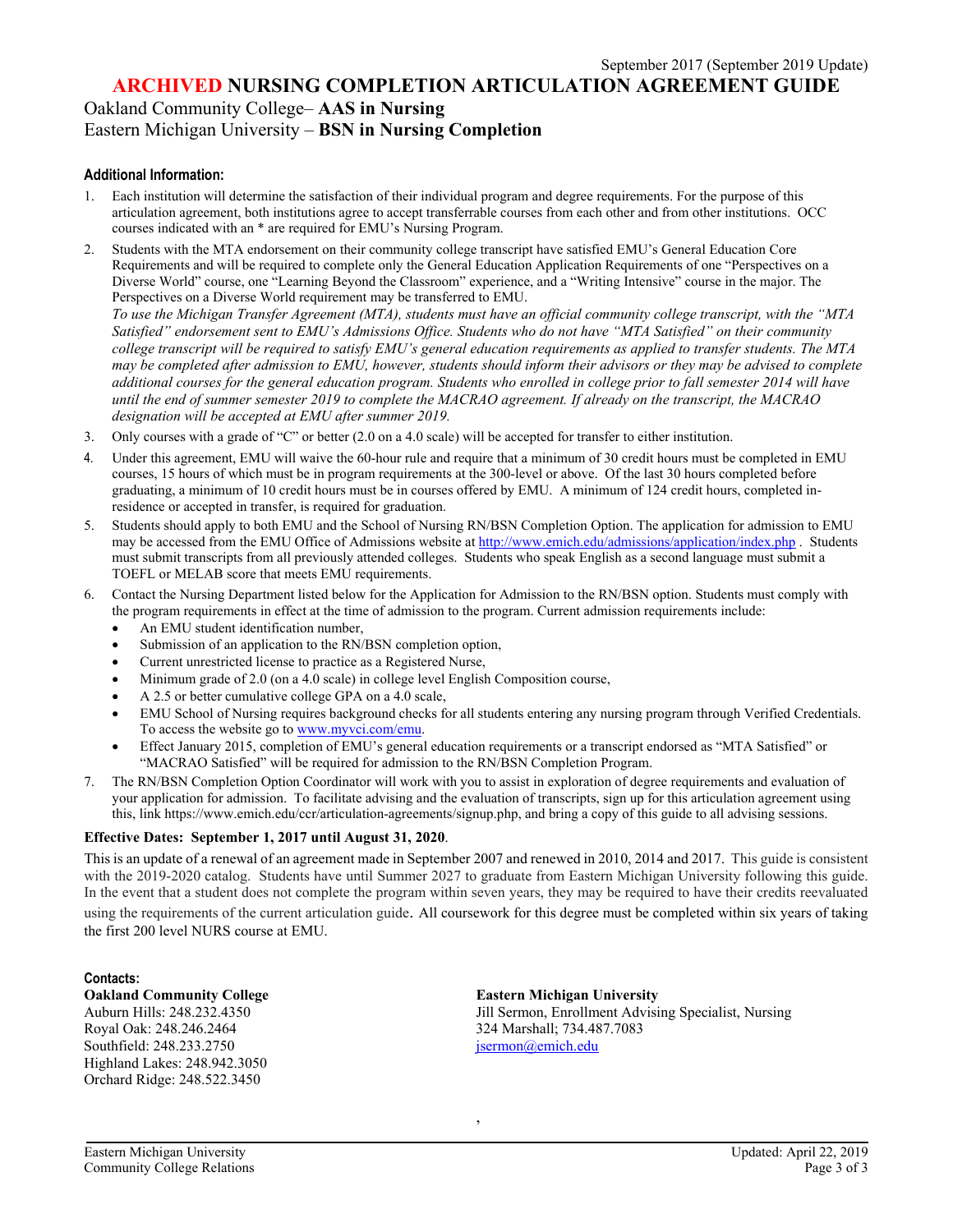September 2017 (September 2019 Update)

# ARCHIVED NURSING COMPLETION ARTICULATION AGREEMENT GUIDE

## Oakland Community College– **AAS in Nursing**
## Eastern Michigan University – **BSN in Nursing Completion**

### Additional Information:

1. Each institution will determine the satisfaction of their individual program and degree requirements. For the purpose of this articulation agreement, both institutions agree to accept transferrable courses from each other and from other institutions. OCC courses indicated with an * are required for EMU's Nursing Program.
2. Students with the MTA endorsement on their community college transcript have satisfied EMU's General Education Core Requirements and will be required to complete only the General Education Application Requirements of one "Perspectives on a Diverse World" course, one "Learning Beyond the Classroom" experience, and a "Writing Intensive" course in the major. The Perspectives on a Diverse World requirement may be transferred to EMU.
   *To use the Michigan Transfer Agreement (MTA), students must have an official community college transcript, with the "MTA Satisfied" endorsement sent to EMU's Admissions Office. Students who do not have "MTA Satisfied" on their community college transcript will be required to satisfy EMU's general education requirements as applied to transfer students. The MTA may be completed after admission to EMU, however, students should inform their advisors or they may be advised to complete additional courses for the general education program. Students who enrolled in college prior to fall semester 2014 will have until the end of summer semester 2019 to complete the MACRAO agreement. If already on the transcript, the MACRAO designation will be accepted at EMU after summer 2019.*
3. Only courses with a grade of "C" or better (2.0 on a 4.0 scale) will be accepted for transfer to either institution.
4. Under this agreement, EMU will waive the 60-hour rule and require that a minimum of 30 credit hours must be completed in EMU courses, 15 hours of which must be in program requirements at the 300-level or above. Of the last 30 hours completed before graduating, a minimum of 10 credit hours must be in courses offered by EMU. A minimum of 124 credit hours, completed in-residence or accepted in transfer, is required for graduation.
5. Students should apply to both EMU and the School of Nursing RN/BSN Completion Option. The application for admission to EMU may be accessed from the EMU Office of Admissions website at http://www.emich.edu/admissions/application/index.php . Students must submit transcripts from all previously attended colleges. Students who speak English as a second language must submit a TOEFL or MELAB score that meets EMU requirements.
6. Contact the Nursing Department listed below for the Application for Admission to the RN/BSN option. Students must comply with the program requirements in effect at the time of admission to the program. Current admission requirements include:
   - An EMU student identification number,
   - Submission of an application to the RN/BSN completion option,
   - Current unrestricted license to practice as a Registered Nurse,
   - Minimum grade of 2.0 (on a 4.0 scale) in college level English Composition course,
   - A 2.5 or better cumulative college GPA on a 4.0 scale,
   - EMU School of Nursing requires background checks for all students entering any nursing program through Verified Credentials. To access the website go to www.myvci.com/emu.
   - Effect January 2015, completion of EMU's general education requirements or a transcript endorsed as "MTA Satisfied" or "MACRAO Satisfied" will be required for admission to the RN/BSN Completion Program.
7. The RN/BSN Completion Option Coordinator will work with you to assist in exploration of degree requirements and evaluation of your application for admission. To facilitate advising and the evaluation of transcripts, sign up for this articulation agreement using this, link https://www.emich.edu/ccr/articulation-agreements/signup.php, and bring a copy of this guide to all advising sessions.

**Effective Dates: September 1, 2017 until August 31, 2020**.

This is an update of a renewal of an agreement made in September 2007 and renewed in 2010, 2014 and 2017. This guide is consistent with the 2019-2020 catalog. Students have until Summer 2027 to graduate from Eastern Michigan University following this guide. In the event that a student does not complete the program within seven years, they may be required to have their credits reevaluated using the requirements of the current articulation guide. All coursework for this degree must be completed within six years of taking the first 200 level NURS course at EMU.

### Contacts:

**Oakland Community College**
Auburn Hills: 248.232.4350
Royal Oak: 248.246.2464
Southfield: 248.233.2750
Highland Lakes: 248.942.3050
Orchard Ridge: 248.522.3450

**Eastern Michigan University**
Jill Sermon, Enrollment Advising Specialist, Nursing
324 Marshall; 734.487.7083
jsermon@emich.edu

Eastern Michigan University
Community College Relations

Updated: April 22, 2019